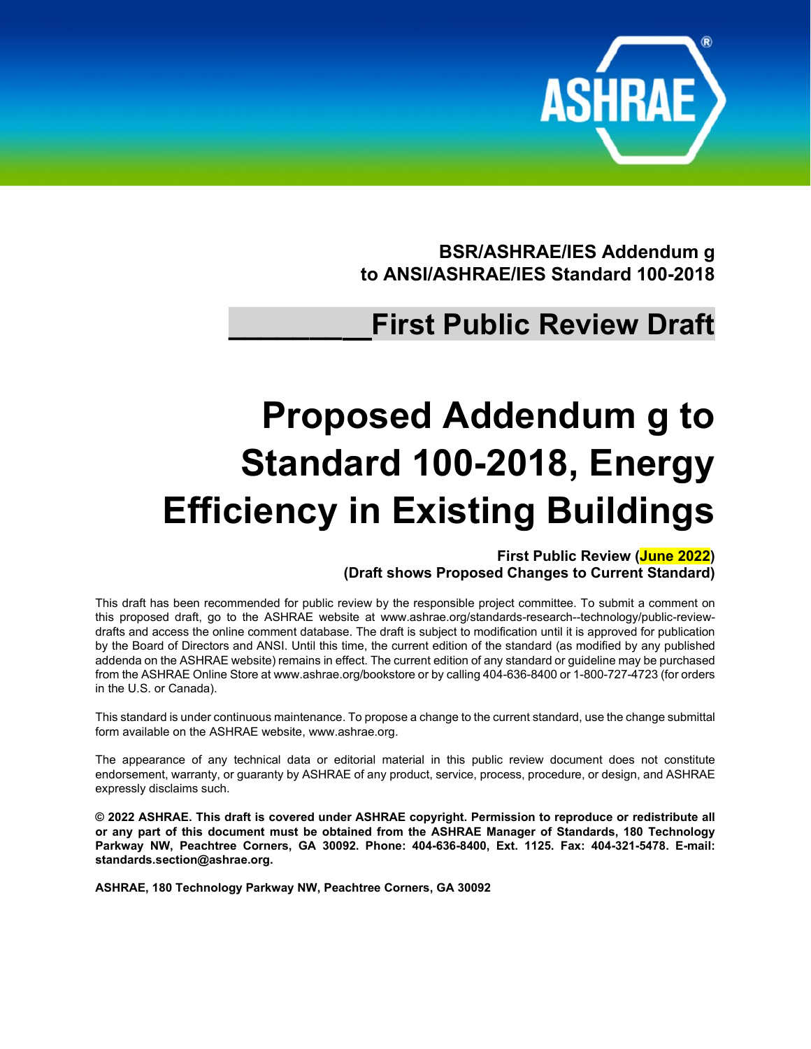**BSR/ASHRAE/IES Addendum g to ANSI/ASHRAE/IES Standard 100-2018**

## __________First Public Review Draft

# Proposed Addendum g to Standard 100-2018, Energy Efficiency in Existing Buildings

**First Public Review (June 2022)**
**(Draft shows Proposed Changes to Current Standard)**

This draft has been recommended for public review by the responsible project committee. To submit a comment on this proposed draft, go to the ASHRAE website at www.ashrae.org/standards-research--technology/public-review-drafts and access the online comment database. The draft is subject to modification until it is approved for publication by the Board of Directors and ANSI. Until this time, the current edition of the standard (as modified by any published addenda on the ASHRAE website) remains in effect. The current edition of any standard or guideline may be purchased from the ASHRAE Online Store at www.ashrae.org/bookstore or by calling 404-636-8400 or 1-800-727-4723 (for orders in the U.S. or Canada).

This standard is under continuous maintenance. To propose a change to the current standard, use the change submittal form available on the ASHRAE website, www.ashrae.org.

The appearance of any technical data or editorial material in this public review document does not constitute endorsement, warranty, or guaranty by ASHRAE of any product, service, process, procedure, or design, and ASHRAE expressly disclaims such.

**© 2022 ASHRAE. This draft is covered under ASHRAE copyright. Permission to reproduce or redistribute all or any part of this document must be obtained from the ASHRAE Manager of Standards, 180 Technology Parkway NW, Peachtree Corners, GA 30092. Phone: 404-636-8400, Ext. 1125. Fax: 404-321-5478. E-mail: standards.section@ashrae.org.**

**ASHRAE, 180 Technology Parkway NW, Peachtree Corners, GA 30092**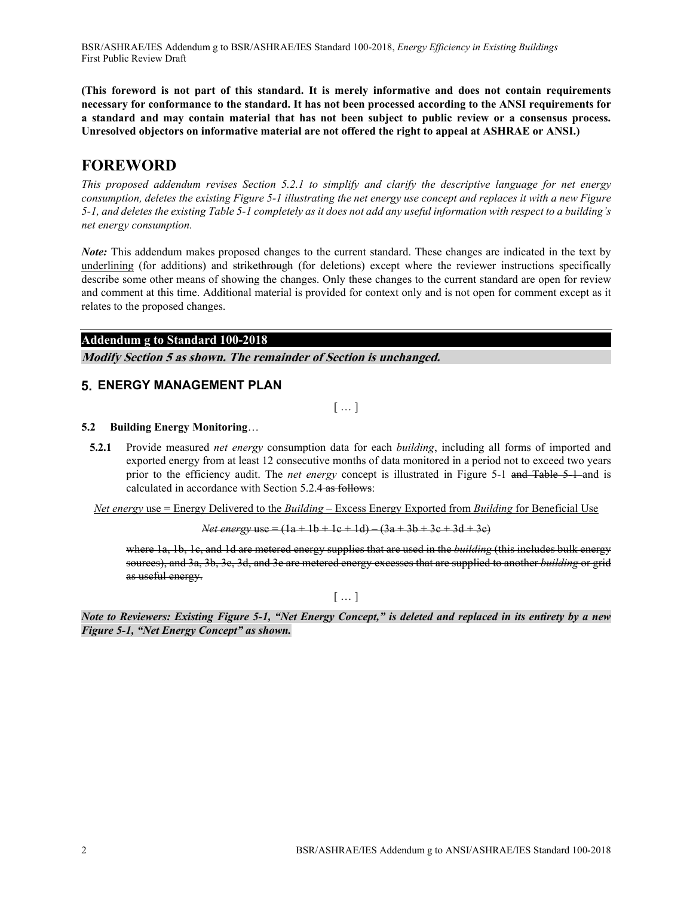**(This foreword is not part of this standard. It is merely informative and does not contain requirements necessary for conformance to the standard. It has not been processed according to the ANSI requirements for a standard and may contain material that has not been subject to public review or a consensus process. Unresolved objectors on informative material are not offered the right to appeal at ASHRAE or ANSI.)**

# FOREWORD

*This proposed addendum revises Section 5.2.1 to simplify and clarify the descriptive language for net energy consumption, deletes the existing Figure 5-1 illustrating the net energy use concept and replaces it with a new Figure 5-1, and deletes the existing Table 5-1 completely as it does not add any useful information with respect to a building's net energy consumption.*

*Note:* This addendum makes proposed changes to the current standard. These changes are indicated in the text by <u>underlining</u> (for additions) and ~~strikethrough~~ (for deletions) except where the reviewer instructions specifically describe some other means of showing the changes. Only these changes to the current standard are open for review and comment at this time. Additional material is provided for context only and is not open for comment except as it relates to the proposed changes.

## Addendum g to Standard 100-2018

***Modify Section 5 as shown. The remainder of Section is unchanged.***

## 5. ENERGY MANAGEMENT PLAN

[ … ]

**5.2 Building Energy Monitoring**…

**5.2.1** Provide measured *net energy* consumption data for each *building*, including all forms of imported and exported energy from at least 12 consecutive months of data monitored in a period not to exceed two years prior to the efficiency audit. The *net energy* concept is illustrated in Figure 5-1 ~~and Table 5-1~~ and is calculated in accordance with Section 5.2.4 ~~as follows~~:

<u>*Net energy* use = Energy Delivered to the *Building* – Excess Energy Exported from *Building* for Beneficial Use</u>

~~*Net energy* use = (1a + 1b + 1c + 1d) – (3a + 3b + 3c + 3d + 3e)~~

~~where 1a, 1b, 1c, and 1d are metered energy supplies that are used in the *building* (this includes bulk energy sources), and 3a, 3b, 3c, 3d, and 3e are metered energy excesses that are supplied to another *building* or grid as useful energy.~~

[ … ]

***Note to Reviewers: Existing Figure 5-1, "Net Energy Concept," is deleted and replaced in its entirety by a new Figure 5-1, "Net Energy Concept" as shown.***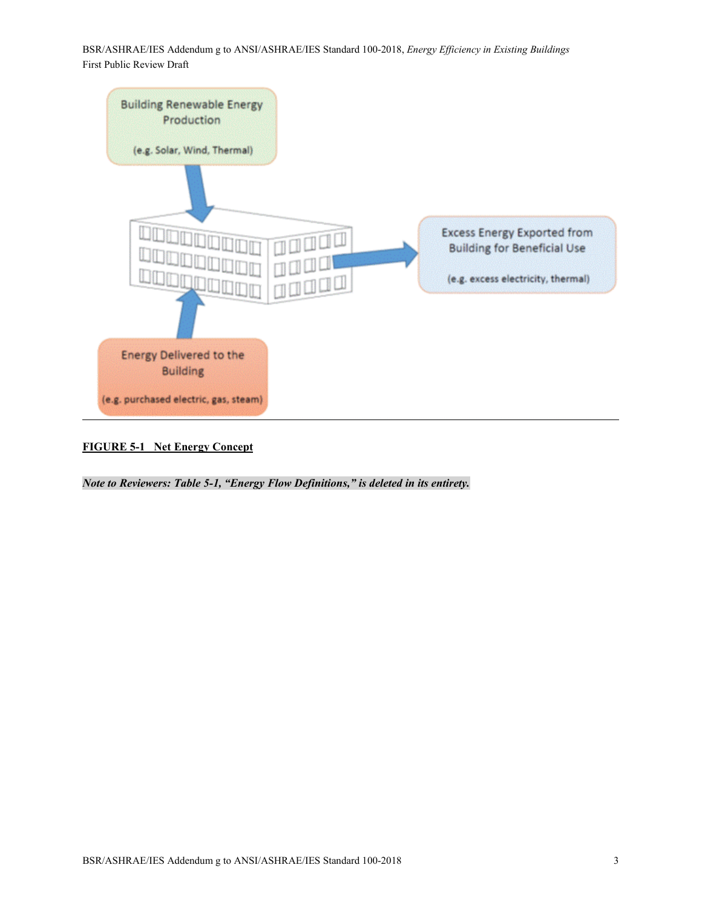Building Renewable Energy Production

(e.g. Solar, Wind, Thermal)

Excess Energy Exported from Building for Beneficial Use

(e.g. excess electricity, thermal)

Energy Delivered to the Building

(e.g. purchased electric, gas, steam)

**FIGURE 5-1 Net Energy Concept**

***Note to Reviewers: Table 5-1, "Energy Flow Definitions," is deleted in its entirety.***